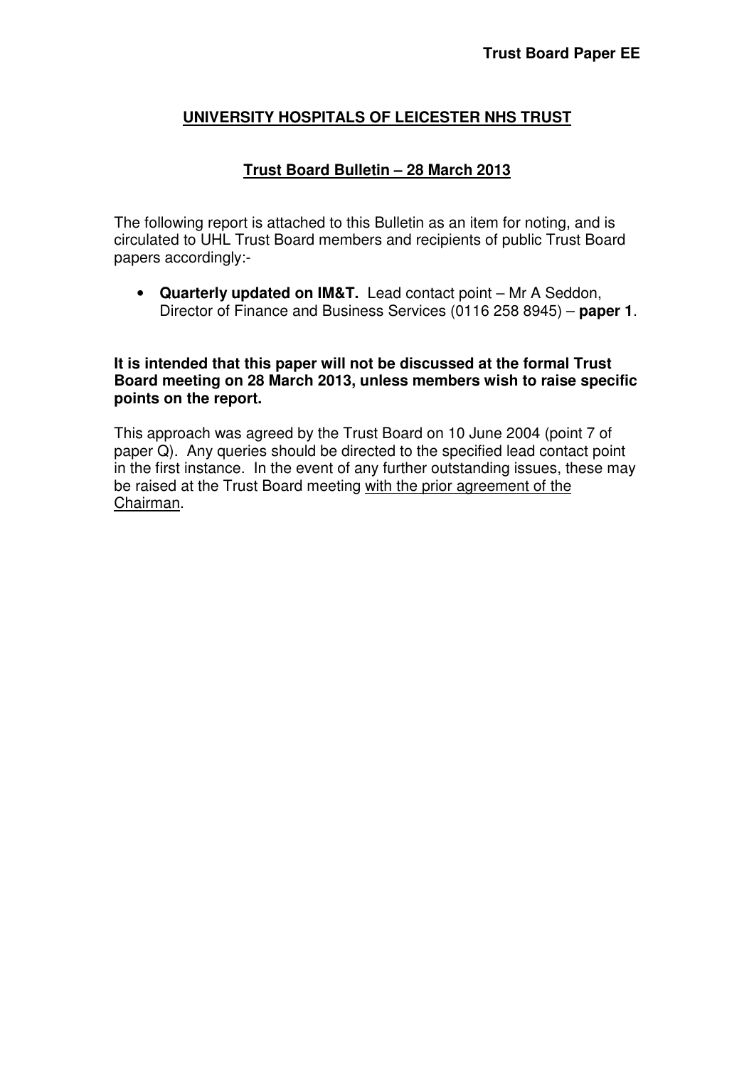**Trust Board Paper EE**

## UNIVERSITY HOSPITALS OF LEICESTER NHS TRUST

### Trust Board Bulletin – 28 March 2013

The following report is attached to this Bulletin as an item for noting, and is circulated to UHL Trust Board members and recipients of public Trust Board papers accordingly:-

- **Quarterly updated on IM&T.** Lead contact point – Mr A Seddon, Director of Finance and Business Services (0116 258 8945) – **paper 1**.

**It is intended that this paper will not be discussed at the formal Trust Board meeting on 28 March 2013, unless members wish to raise specific points on the report.**

This approach was agreed by the Trust Board on 10 June 2004 (point 7 of paper Q). Any queries should be directed to the specified lead contact point in the first instance. In the event of any further outstanding issues, these may be raised at the Trust Board meeting with the prior agreement of the Chairman.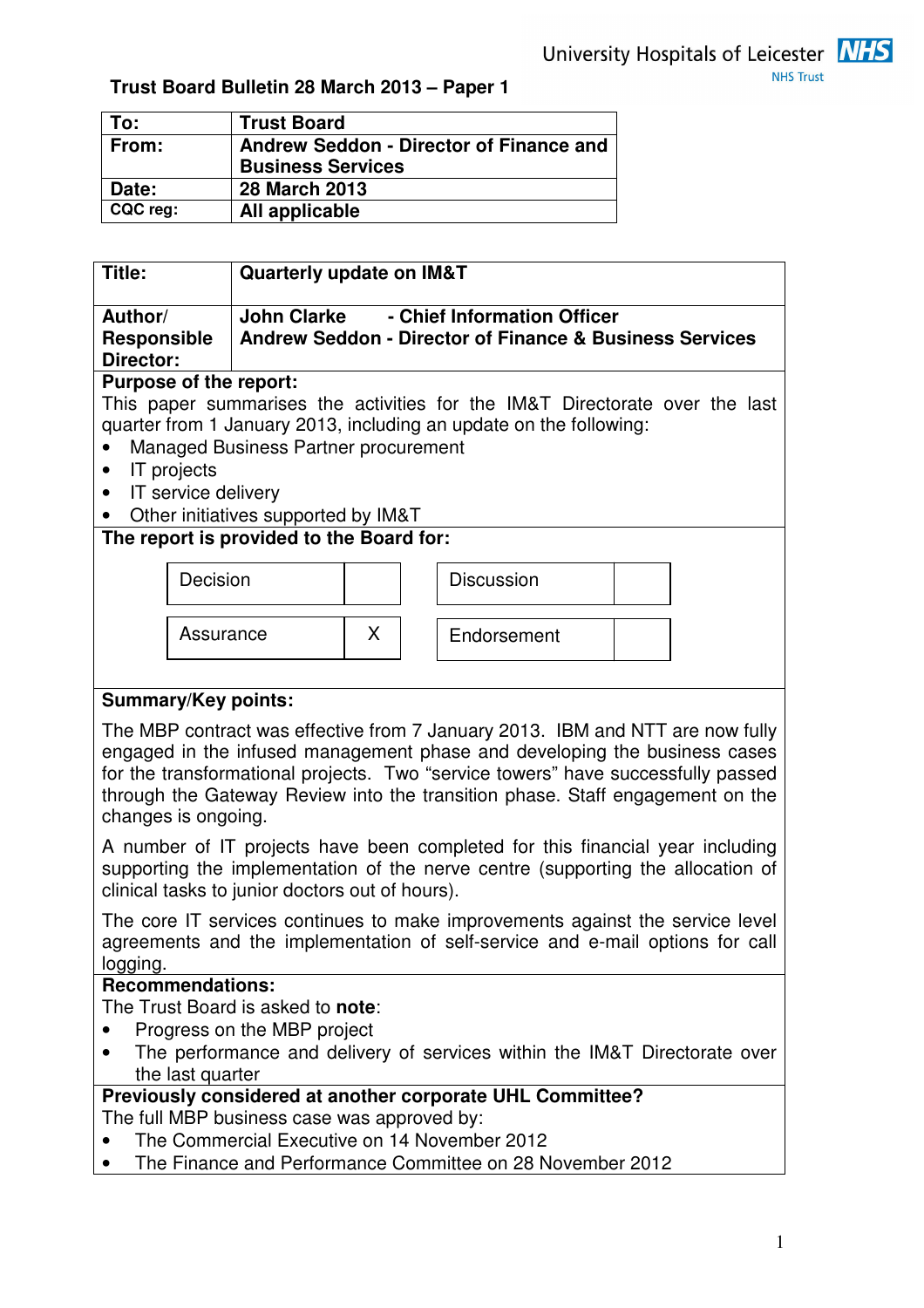University Hospitals of Leicester NHS Trust

**Trust Board Bulletin 28 March 2013 – Paper 1**

| **To:** | **Trust Board** |
|---|---|
| **From:** | **Andrew Seddon - Director of Finance and Business Services** |
| **Date:** | **28 March 2013** |
| **CQC reg:** | **All applicable** |

| **Title:** | **Quarterly update on IM&T** |
|---|---|
| **Author/ Responsible Director:** | **John Clarke - Chief Information Officer**<br>**Andrew Seddon - Director of Finance & Business Services** |

**Purpose of the report:**

This paper summarises the activities for the IM&T Directorate over the last quarter from 1 January 2013, including an update on the following:

- Managed Business Partner procurement
- IT projects
- IT service delivery
- Other initiatives supported by IM&T

**The report is provided to the Board for:**

| | | | |
|---|---|---|---|
| Decision | | Discussion | |
| Assurance | X | Endorsement | |

**Summary/Key points:**

The MBP contract was effective from 7 January 2013. IBM and NTT are now fully engaged in the infused management phase and developing the business cases for the transformational projects. Two "service towers" have successfully passed through the Gateway Review into the transition phase. Staff engagement on the changes is ongoing.

A number of IT projects have been completed for this financial year including supporting the implementation of the nerve centre (supporting the allocation of clinical tasks to junior doctors out of hours).

The core IT services continues to make improvements against the service level agreements and the implementation of self-service and e-mail options for call logging.

**Recommendations:**

The Trust Board is asked to **note**:

- Progress on the MBP project
- The performance and delivery of services within the IM&T Directorate over the last quarter

**Previously considered at another corporate UHL Committee?**

The full MBP business case was approved by:

- The Commercial Executive on 14 November 2012
- The Finance and Performance Committee on 28 November 2012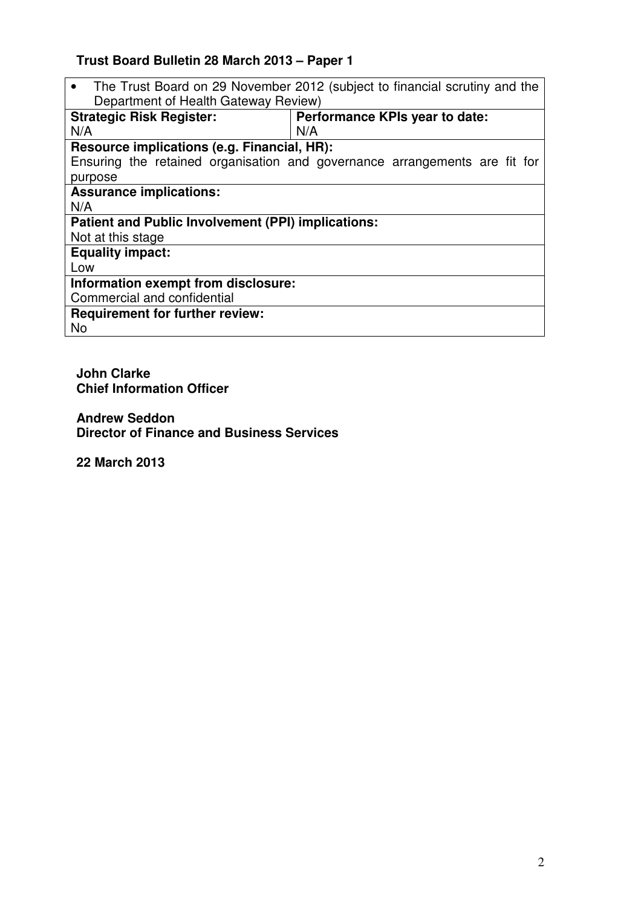**Trust Board Bulletin 28 March 2013 – Paper 1**

| | |
|---|---|
| • The Trust Board on 29 November 2012 (subject to financial scrutiny and the Department of Health Gateway Review) | |
| **Strategic Risk Register:**<br>N/A | **Performance KPIs year to date:**<br>N/A |
| **Resource implications (e.g. Financial, HR):**<br>Ensuring the retained organisation and governance arrangements are fit for purpose | |
| **Assurance implications:**<br>N/A | |
| **Patient and Public Involvement (PPI) implications:**<br>Not at this stage | |
| **Equality impact:**<br>Low | |
| **Information exempt from disclosure:**<br>Commercial and confidential | |
| **Requirement for further review:**<br>No | |

**John Clarke**
**Chief Information Officer**

**Andrew Seddon**
**Director of Finance and Business Services**

**22 March 2013**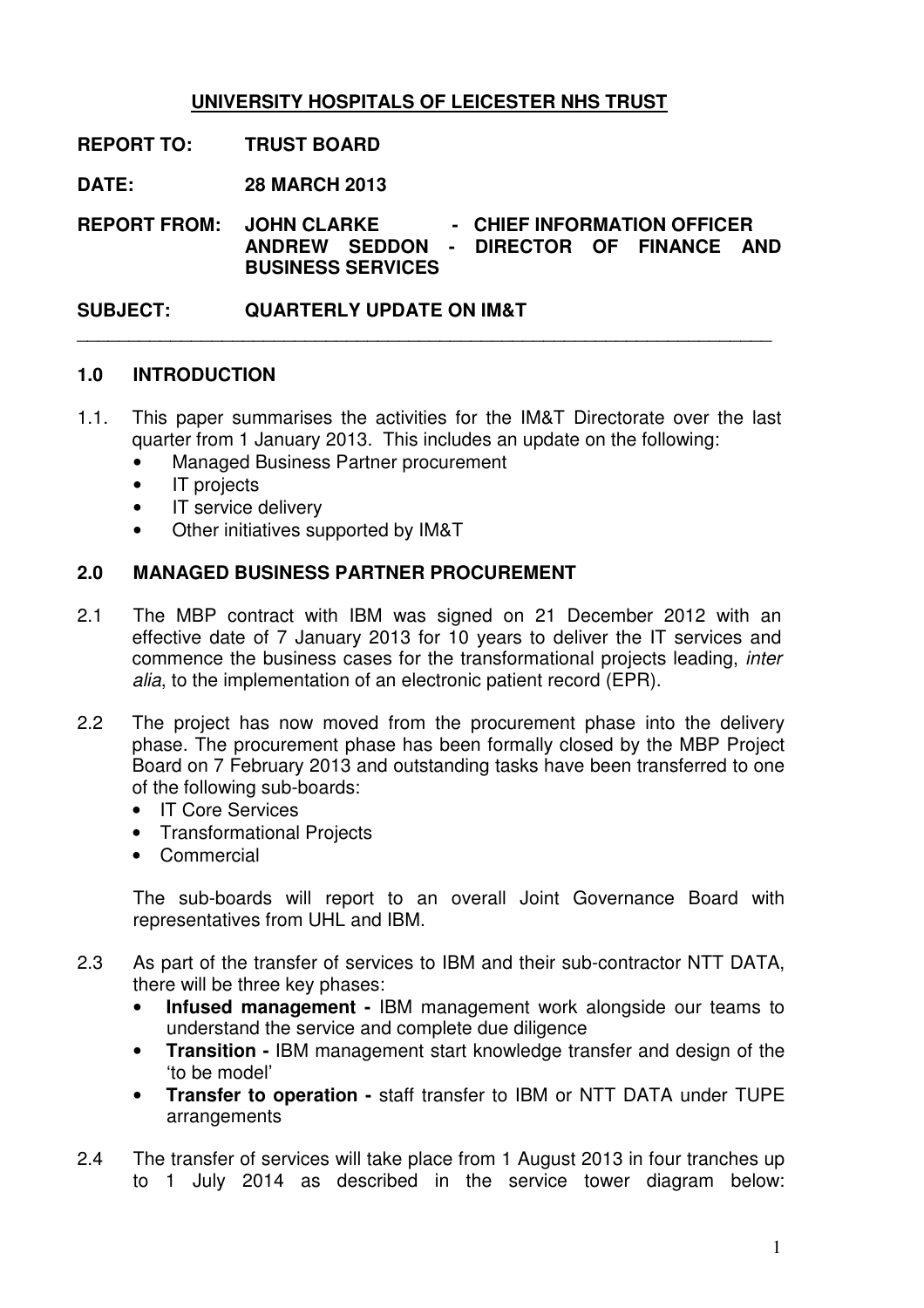**UNIVERSITY HOSPITALS OF LEICESTER NHS TRUST**

**REPORT TO:** **TRUST BOARD**

**DATE:** **28 MARCH 2013**

**REPORT FROM:** **JOHN CLARKE - CHIEF INFORMATION OFFICER**
**ANDREW SEDDON - DIRECTOR OF FINANCE AND BUSINESS SERVICES**

**SUBJECT:** **QUARTERLY UPDATE ON IM&T**

---

## 1.0 INTRODUCTION

1.1. This paper summarises the activities for the IM&T Directorate over the last quarter from 1 January 2013. This includes an update on the following:

- Managed Business Partner procurement
- IT projects
- IT service delivery
- Other initiatives supported by IM&T

## 2.0 MANAGED BUSINESS PARTNER PROCUREMENT

2.1 The MBP contract with IBM was signed on 21 December 2012 with an effective date of 7 January 2013 for 10 years to deliver the IT services and commence the business cases for the transformational projects leading, *inter alia*, to the implementation of an electronic patient record (EPR).

2.2 The project has now moved from the procurement phase into the delivery phase. The procurement phase has been formally closed by the MBP Project Board on 7 February 2013 and outstanding tasks have been transferred to one of the following sub-boards:

- IT Core Services
- Transformational Projects
- Commercial

The sub-boards will report to an overall Joint Governance Board with representatives from UHL and IBM.

2.3 As part of the transfer of services to IBM and their sub-contractor NTT DATA, there will be three key phases:

- **Infused management -** IBM management work alongside our teams to understand the service and complete due diligence
- **Transition -** IBM management start knowledge transfer and design of the 'to be model'
- **Transfer to operation -** staff transfer to IBM or NTT DATA under TUPE arrangements

2.4 The transfer of services will take place from 1 August 2013 in four tranches up to 1 July 2014 as described in the service tower diagram below: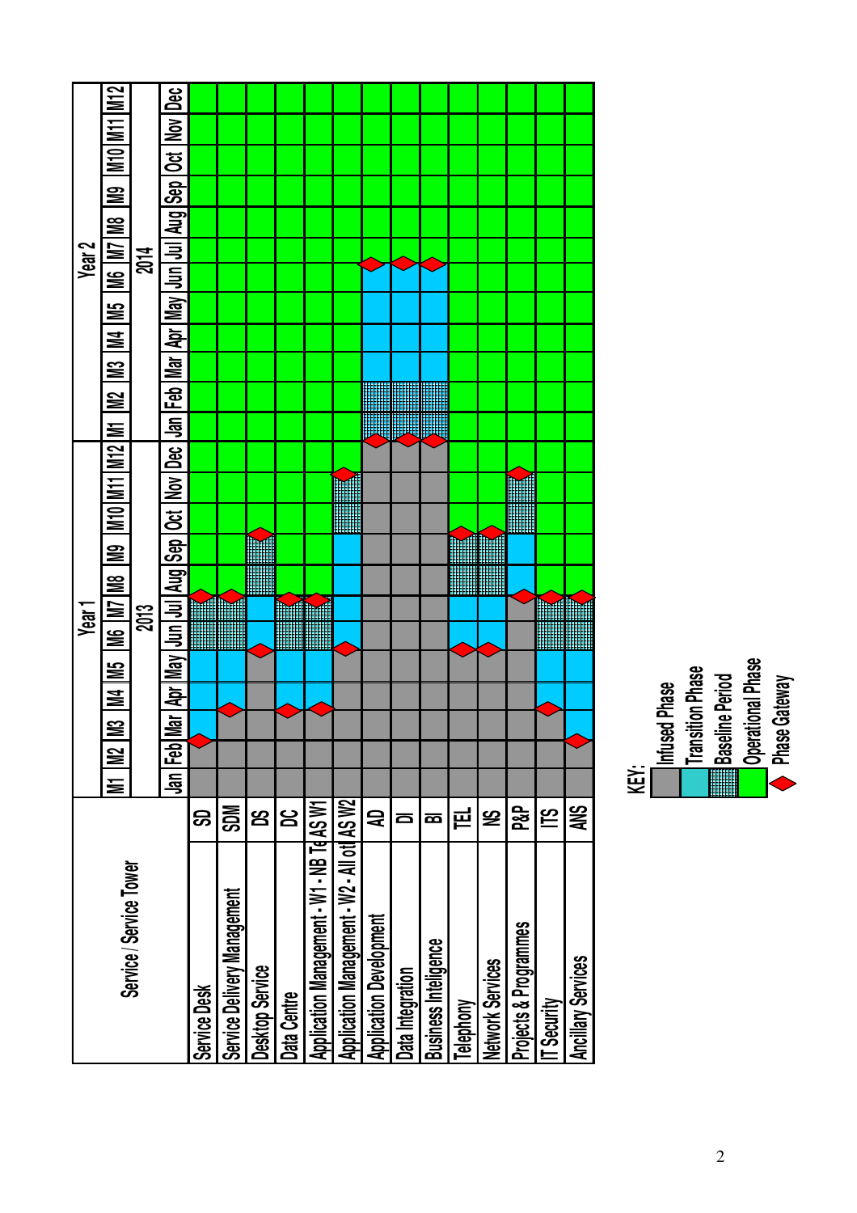| Service / Service Tower | | Year 1 | | | | | | | | | | | | Year 2 | | | | | | | | | | | |
|---|---|---|---|---|---|---|---|---|---|---|---|---|---|---|---|---|---|---|---|---|---|---|---|---|---|
| | | M1 | M2 | M3 | M4 | M5 | M6 | M7 | M8 | M9 | M10 | M11 | M12 | M1 | M2 | M3 | M4 | M5 | M6 | M7 | M8 | M9 | M10 | M11 | M12 |
| | | 2013 | | | | | | | | | | | | 2014 | | | | | | | | | | | |
| | | Jan | Feb | Mar | Apr | May | Jun | Jul | Aug | Sep | Oct | Nov | Dec | Jan | Feb | Mar | Apr | May | Jun | Jul | Aug | Sep | Oct | Nov | Dec |
| Service Desk | SD | I | I | ◆ T | T | T | B | B | ◆ O | O | O | O | O | O | O | O | O | O | O | O | O | O | O | O | O |
| Service Delivery Management | SDM | I | I | I | ◆ T | T | B | B | ◆ O | O | O | O | O | O | O | O | O | O | O | O | O | O | O | O | O |
| Desktop Service | DS | I | I | I | I | I | ◆ T | T | B | B | ◆ O | O | O | O | O | O | O | O | O | O | O | O | O | O | O |
| Data Centre | DC | I | I | I | ◆ T | T | B | B | ◆ O | O | O | O | O | O | O | O | O | O | O | O | O | O | O | O | O |
| Application Management - W1 - NB Te | AS W1 | I | I | I | ◆ T | T | B | B | ◆ O | O | O | O | O | O | O | O | O | O | O | O | O | O | O | O | O |
| Application Management - W2 - All ot | AS W2 | I | I | I | I | I | ◆ T | T | T | T | B | B | ◆ O | O | O | O | O | O | O | O | O | O | O | O | O |
| Application Development | AD | I | I | I | I | I | I | I | I | I | I | I | I | ◆ B | B | T | T | T | T | ◆ O | O | O | O | O | O |
| Data Integration | DI | I | I | I | I | I | I | I | I | I | I | I | I | ◆ B | B | T | T | T | T | ◆ O | O | O | O | O | O |
| Business Inteligence | BI | I | I | I | I | I | I | I | I | I | I | I | I | ◆ B | B | T | T | T | T | ◆ O | O | O | O | O | O |
| Telephony | TEL | I | I | I | I | I | ◆ T | T | B | B | ◆ O | O | O | O | O | O | O | O | O | O | O | O | O | O | O |
| Network Services | NS | I | I | I | I | I | ◆ T | T | B | B | ◆ O | O | O | O | O | O | O | O | O | O | O | O | O | O | O |
| Projects & Programmes | P&P | I | I | I | I | I | I | I | ◆ T | T | B | B | ◆ O | O | O | O | O | O | O | O | O | O | O | O | O |
| IT Security | ITS | I | I | I | ◆ T | T | B | B | ◆ O | O | O | O | O | O | O | O | O | O | O | O | O | O | O | O | O |
| Ancillary Services | ANS | I | I | ◆ T | T | T | B | B | ◆ O | O | O | O | O | O | O | O | O | O | O | O | O | O | O | O | O |

**KEY:**

- I – Infused Phase
- T – Transition Phase
- B – Baseline Period
- O – Operational Phase
- ◆ – Phase Gateway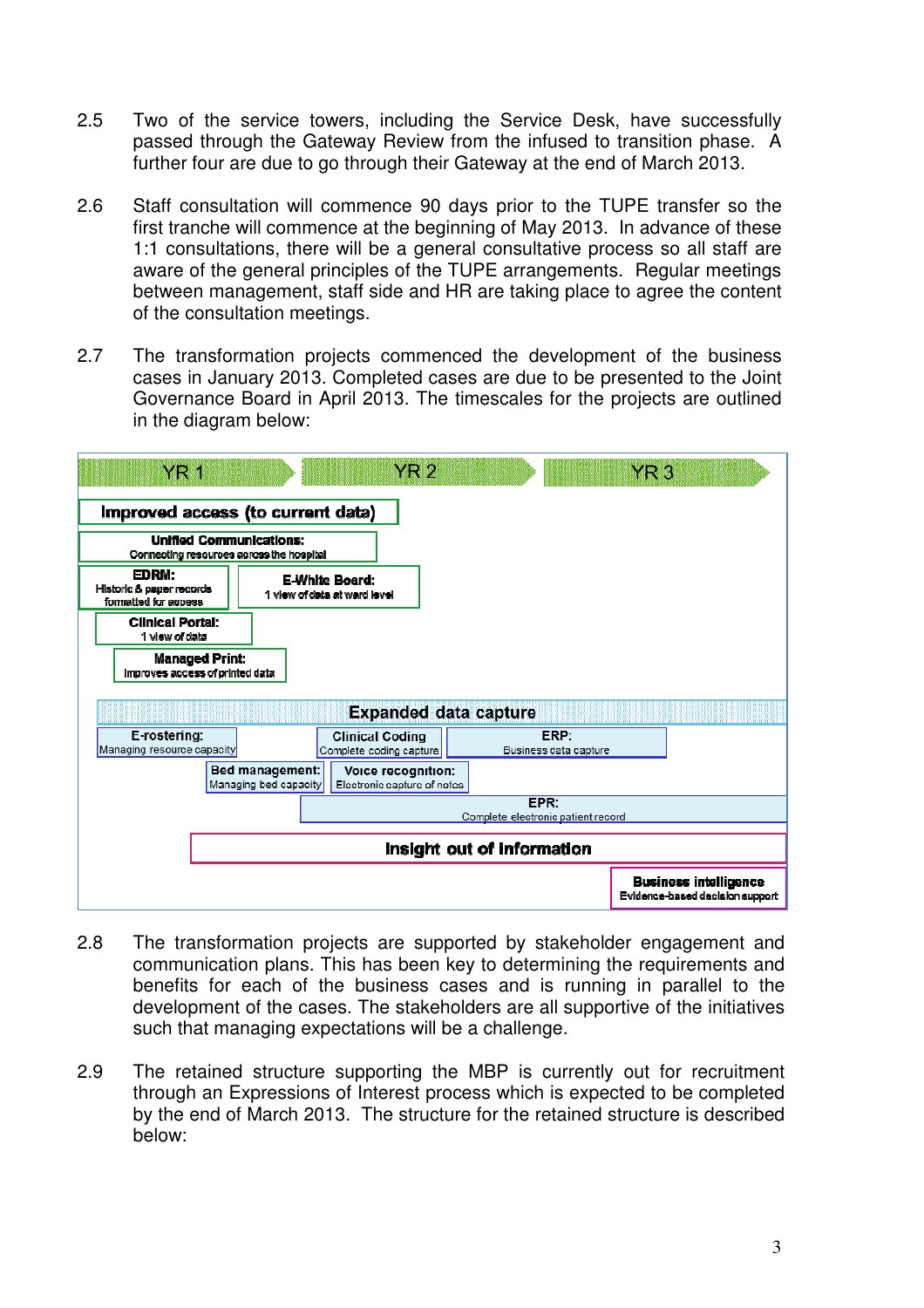2.5 Two of the service towers, including the Service Desk, have successfully passed through the Gateway Review from the infused to transition phase. A further four are due to go through their Gateway at the end of March 2013.

2.6 Staff consultation will commence 90 days prior to the TUPE transfer so the first tranche will commence at the beginning of May 2013. In advance of these 1:1 consultations, there will be a general consultative process so all staff are aware of the general principles of the TUPE arrangements. Regular meetings between management, staff side and HR are taking place to agree the content of the consultation meetings.

2.7 The transformation projects commenced the development of the business cases in January 2013. Completed cases are due to be presented to the Joint Governance Board in April 2013. The timescales for the projects are outlined in the diagram below:

YR 1 → YR 2 → YR 3

**Improved access (to current data)**

- **Unified Communications:** Connecting resources across the hospital
- **EDRM:** Historic & paper records formatted for access
- **E-White Board:** 1 view of data at ward level
- **Clinical Portal:** 1 view of data
- **Managed Print:** Improves access of printed data

**Expanded data capture**

- **E-rostering:** Managing resource capacity
- **Clinical Coding:** Complete coding capture
- **ERP:** Business data capture
- **Bed management:** Managing bed capacity
- **Voice recognition:** Electronic capture of notes
- **EPR:** Complete electronic patient record

**Insight out of information**

- **Business intelligence:** Evidence-based decision support

2.8 The transformation projects are supported by stakeholder engagement and communication plans. This has been key to determining the requirements and benefits for each of the business cases and is running in parallel to the development of the cases. The stakeholders are all supportive of the initiatives such that managing expectations will be a challenge.

2.9 The retained structure supporting the MBP is currently out for recruitment through an Expressions of Interest process which is expected to be completed by the end of March 2013. The structure for the retained structure is described below: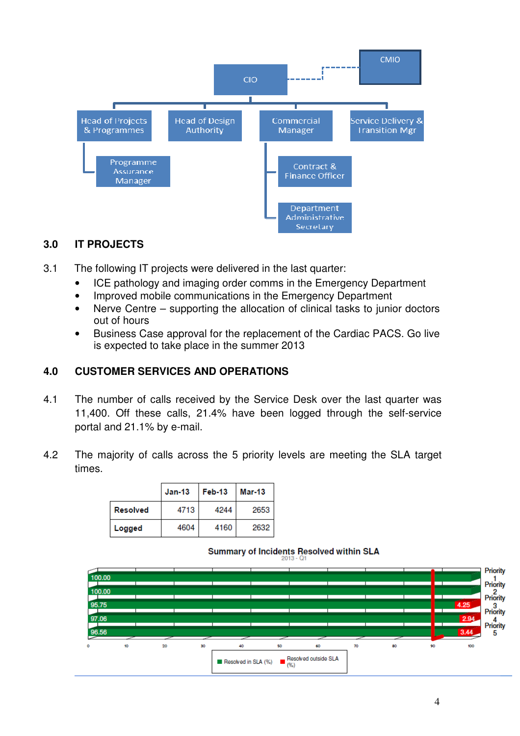CIO

CMIO

Head of Projects & Programmes

Head of Design Authority

Commercial Manager

Service Delivery & Transition Mgr

Programme Assurance Manager

Contract & Finance Officer

Department Administrative Secretary

## 3.0 IT PROJECTS

3.1 The following IT projects were delivered in the last quarter:

- ICE pathology and imaging order comms in the Emergency Department
- Improved mobile communications in the Emergency Department
- Nerve Centre – supporting the allocation of clinical tasks to junior doctors out of hours
- Business Case approval for the replacement of the Cardiac PACS. Go live is expected to take place in the summer 2013

## 4.0 CUSTOMER SERVICES AND OPERATIONS

4.1 The number of calls received by the Service Desk over the last quarter was 11,400. Off these calls, 21.4% have been logged through the self-service portal and 21.1% by e-mail.

4.2 The majority of calls across the 5 priority levels are meeting the SLA target times.

| | Jan-13 | Feb-13 | Mar-13 |
|---|---|---|---|
| Resolved | 4713 | 4244 | 2653 |
| Logged | 4604 | 4160 | 2632 |

**Summary of Incidents Resolved within SLA**
2013 - Q1

| | Resolved in SLA (%) | Resolved outside SLA (%) |
|---|---|---|
| Priority 1 | 100.00 | |
| Priority 2 | 100.00 | |
| Priority 3 | 95.75 | 4.25 |
| Priority 4 | 97.06 | 2.94 |
| Priority 5 | 96.56 | 3.44 |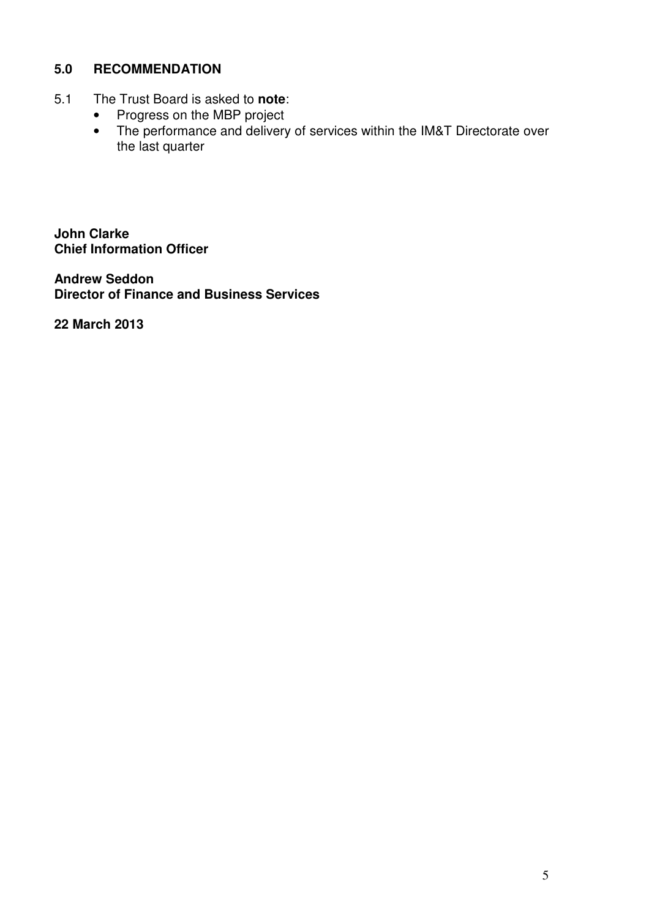## 5.0 RECOMMENDATION

5.1 The Trust Board is asked to **note**:

- Progress on the MBP project
- The performance and delivery of services within the IM&T Directorate over the last quarter

**John Clarke**
**Chief Information Officer**

**Andrew Seddon**
**Director of Finance and Business Services**

**22 March 2013**